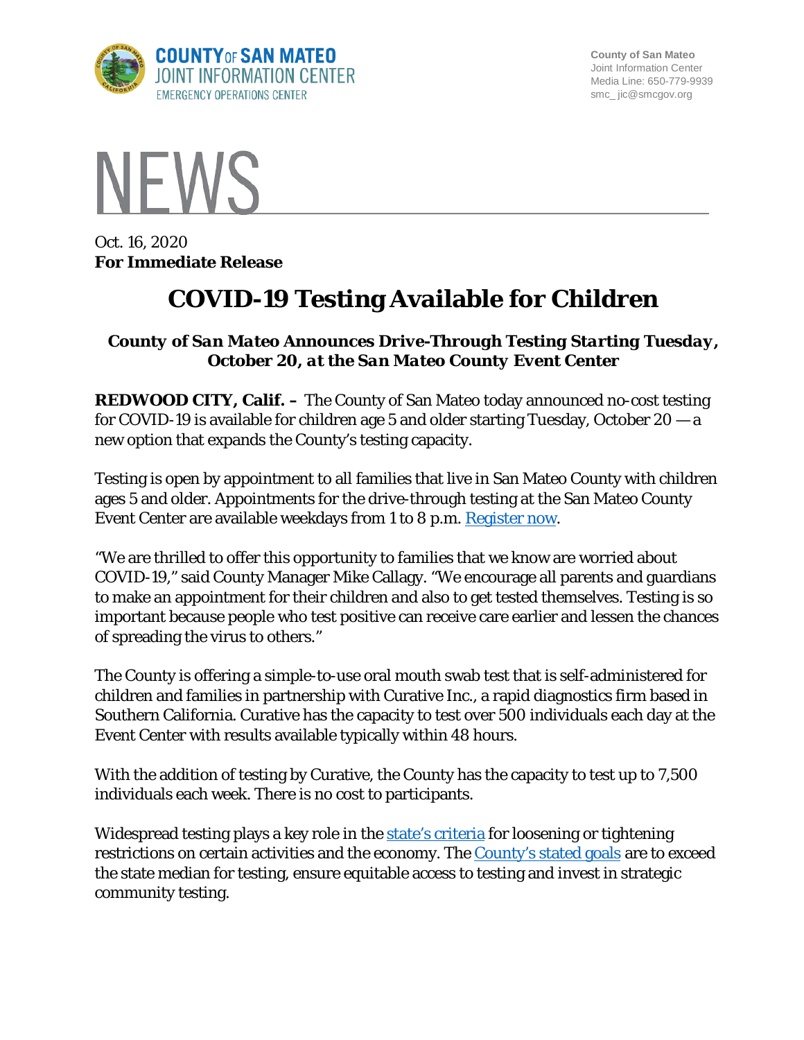COUNTY OF SAN MATEO
JOINT INFORMATION CENTER
EMERGENCY OPERATIONS CENTER

County of San Mateo
Joint Information Center
Media Line: 650-779-9939
smc_ jic@smcgov.org

NEWS

Oct. 16, 2020
**For Immediate Release**

# COVID-19 Testing Available for Children

***County of San Mateo Announces Drive-Through Testing Starting Tuesday, October 20, at the San Mateo County Event Center***

**REDWOOD CITY, Calif. –** The County of San Mateo today announced no-cost testing for COVID-19 is available for children age 5 and older starting Tuesday, October 20 — a new option that expands the County's testing capacity.

Testing is open by appointment to all families that live in San Mateo County with children ages 5 and older. Appointments for the drive-through testing at the San Mateo County Event Center are available weekdays from 1 to 8 p.m. Register now.

"We are thrilled to offer this opportunity to families that we know are worried about COVID-19," said County Manager Mike Callagy. "We encourage all parents and guardians to make an appointment for their children and also to get tested themselves. Testing is so important because people who test positive can receive care earlier and lessen the chances of spreading the virus to others."

The County is offering a simple-to-use oral mouth swab test that is self-administered for children and families in partnership with Curative Inc., a rapid diagnostics firm based in Southern California. Curative has the capacity to test over 500 individuals each day at the Event Center with results available typically within 48 hours.

With the addition of testing by Curative, the County has the capacity to test up to 7,500 individuals each week. There is no cost to participants.

Widespread testing plays a key role in the state's criteria for loosening or tightening restrictions on certain activities and the economy. The County's stated goals are to exceed the state median for testing, ensure equitable access to testing and invest in strategic community testing.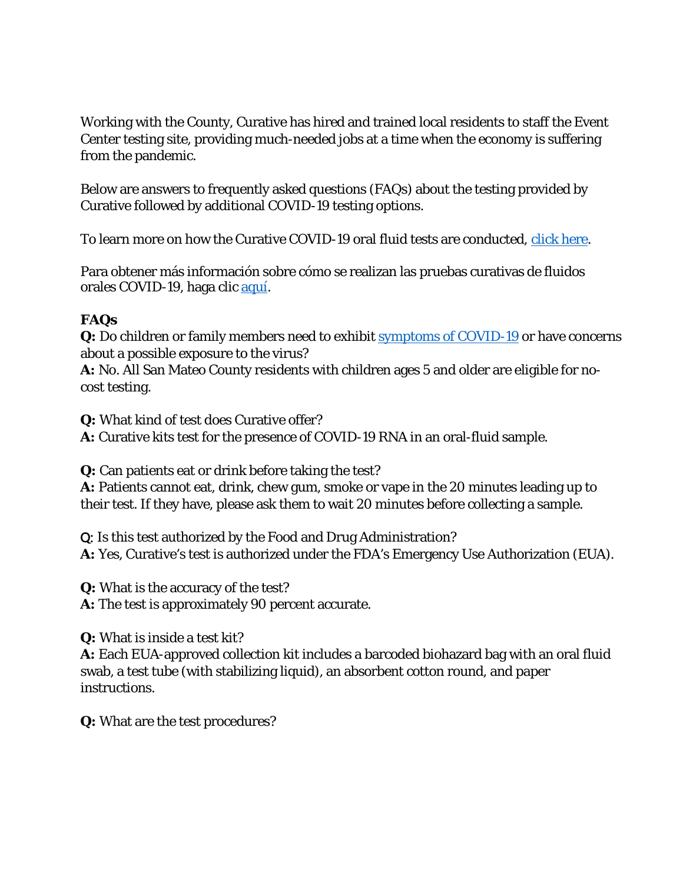Working with the County, Curative has hired and trained local residents to staff the Event Center testing site, providing much-needed jobs at a time when the economy is suffering from the pandemic.

Below are answers to frequently asked questions (FAQs) about the testing provided by Curative followed by additional COVID-19 testing options.

To learn more on how the Curative COVID-19 oral fluid tests are conducted, [click here](#).

Para obtener más información sobre cómo se realizan las pruebas curativas de fluidos orales COVID-19, haga clic [aquí](#).

**FAQs**

**Q:** Do children or family members need to exhibit [symptoms of COVID-19](#) or have concerns about a possible exposure to the virus?
**A:** No. All San Mateo County residents with children ages 5 and older are eligible for no-cost testing.

**Q:** What kind of test does Curative offer?
**A:** Curative kits test for the presence of COVID-19 RNA in an oral-fluid sample.

**Q:** Can patients eat or drink before taking the test?
**A:** Patients cannot eat, drink, chew gum, smoke or vape in the 20 minutes leading up to their test. If they have, please ask them to wait 20 minutes before collecting a sample.

Q: Is this test authorized by the Food and Drug Administration?
**A:** Yes, Curative's test is authorized under the FDA's Emergency Use Authorization (EUA).

**Q:** What is the accuracy of the test?
**A:** The test is approximately 90 percent accurate.

**Q:** What is inside a test kit?
**A:** Each EUA-approved collection kit includes a barcoded biohazard bag with an oral fluid swab, a test tube (with stabilizing liquid), an absorbent cotton round, and paper instructions.

**Q:** What are the test procedures?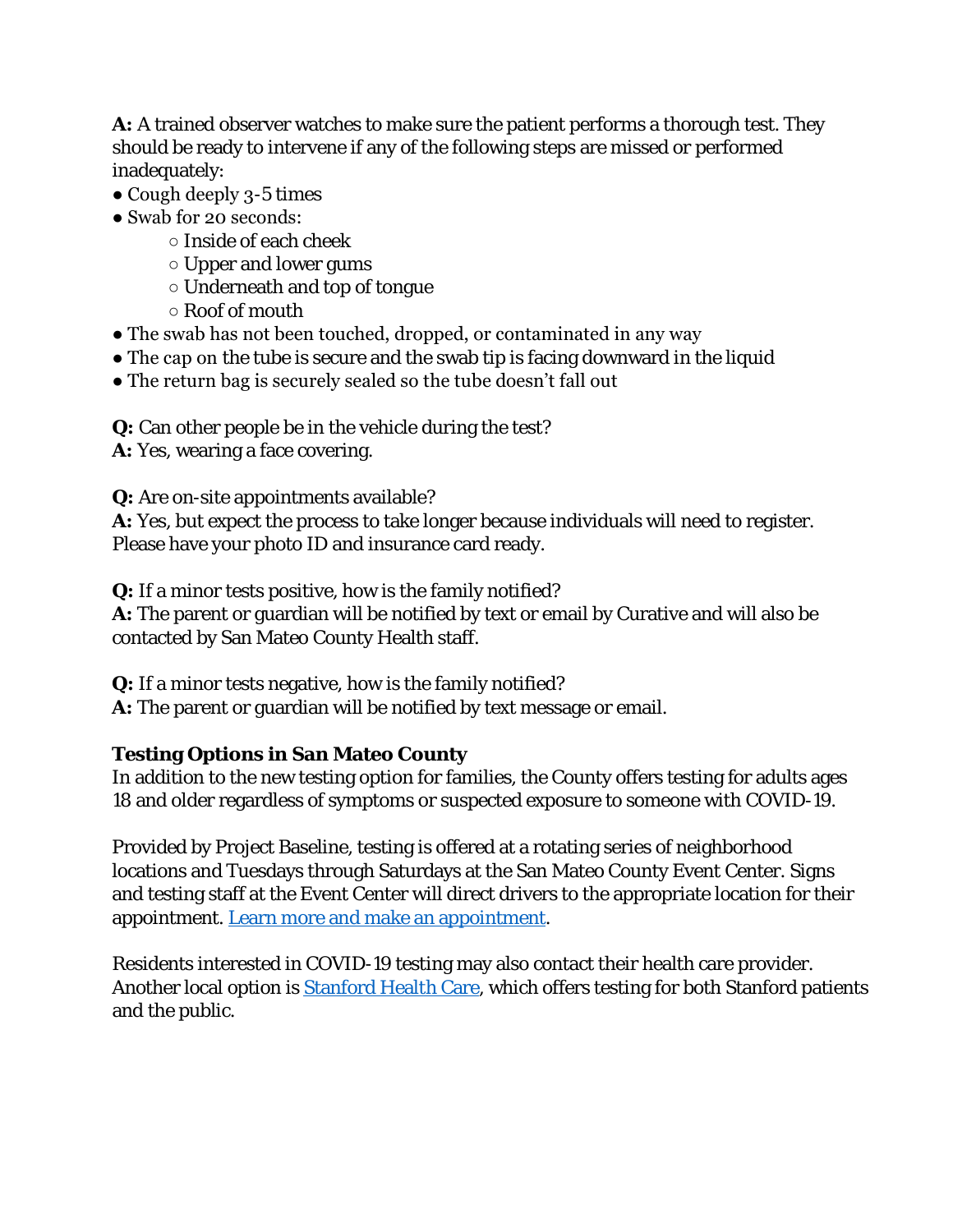**A:** A trained observer watches to make sure the patient performs a thorough test. They should be ready to intervene if any of the following steps are missed or performed inadequately:

- Cough deeply 3-5 times
- Swab for 20 seconds:
    - Inside of each cheek
    - Upper and lower gums
    - Underneath and top of tongue
    - Roof of mouth
- The swab has not been touched, dropped, or contaminated in any way
- The cap on the tube is secure and the swab tip is facing downward in the liquid
- The return bag is securely sealed so the tube doesn't fall out

**Q:** Can other people be in the vehicle during the test?
**A:** Yes, wearing a face covering.

**Q:** Are on-site appointments available?
**A:** Yes, but expect the process to take longer because individuals will need to register. Please have your photo ID and insurance card ready.

**Q:** If a minor tests positive, how is the family notified?
**A:** The parent or guardian will be notified by text or email by Curative and will also be contacted by San Mateo County Health staff.

**Q:** If a minor tests negative, how is the family notified?
**A:** The parent or guardian will be notified by text message or email.

**Testing Options in San Mateo County**

In addition to the new testing option for families, the County offers testing for adults ages 18 and older regardless of symptoms or suspected exposure to someone with COVID-19.

Provided by Project Baseline, testing is offered at a rotating series of neighborhood locations and Tuesdays through Saturdays at the San Mateo County Event Center. Signs and testing staff at the Event Center will direct drivers to the appropriate location for their appointment. Learn more and make an appointment.

Residents interested in COVID-19 testing may also contact their health care provider. Another local option is Stanford Health Care, which offers testing for both Stanford patients and the public.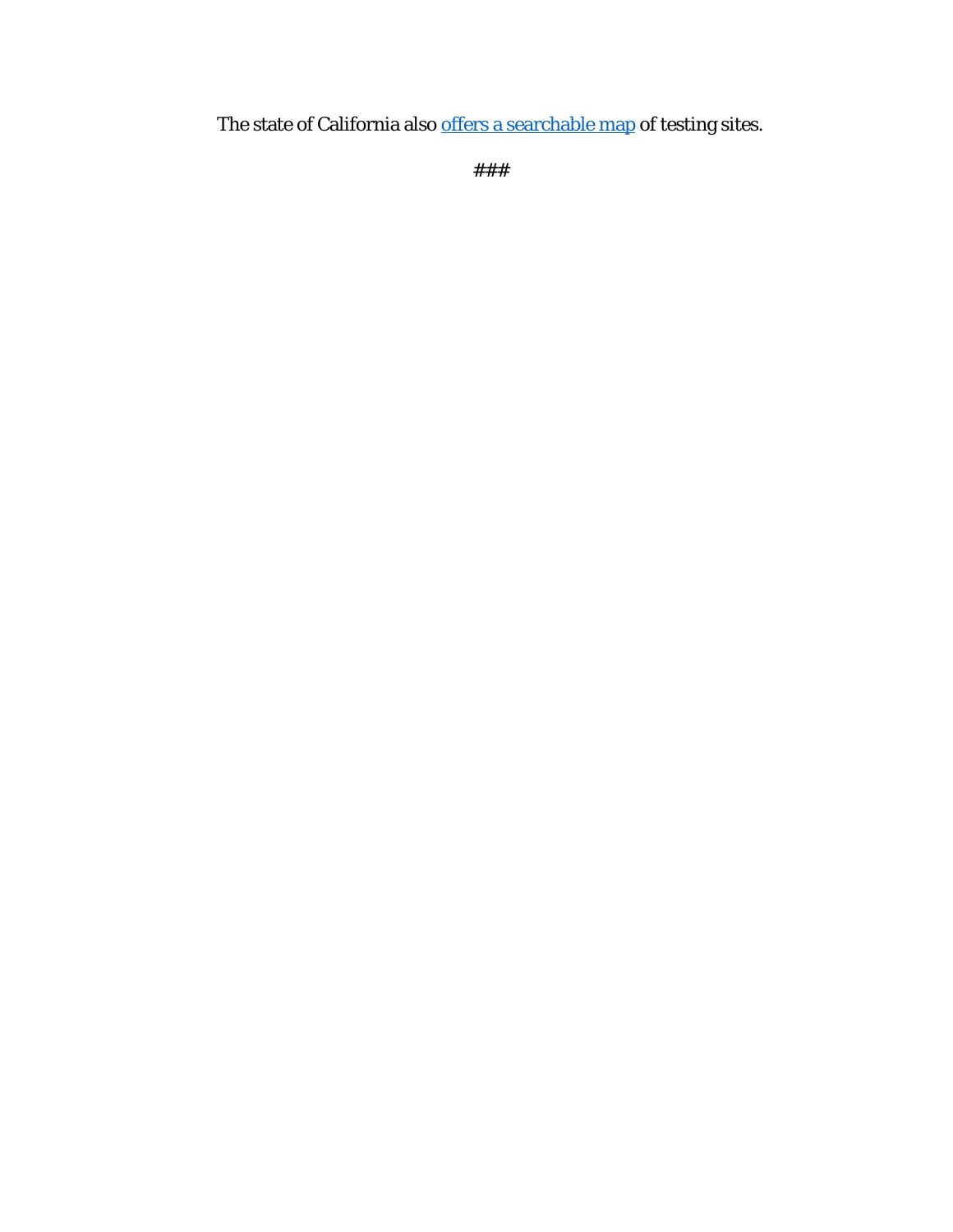The state of California also offers a searchable map of testing sites.

###